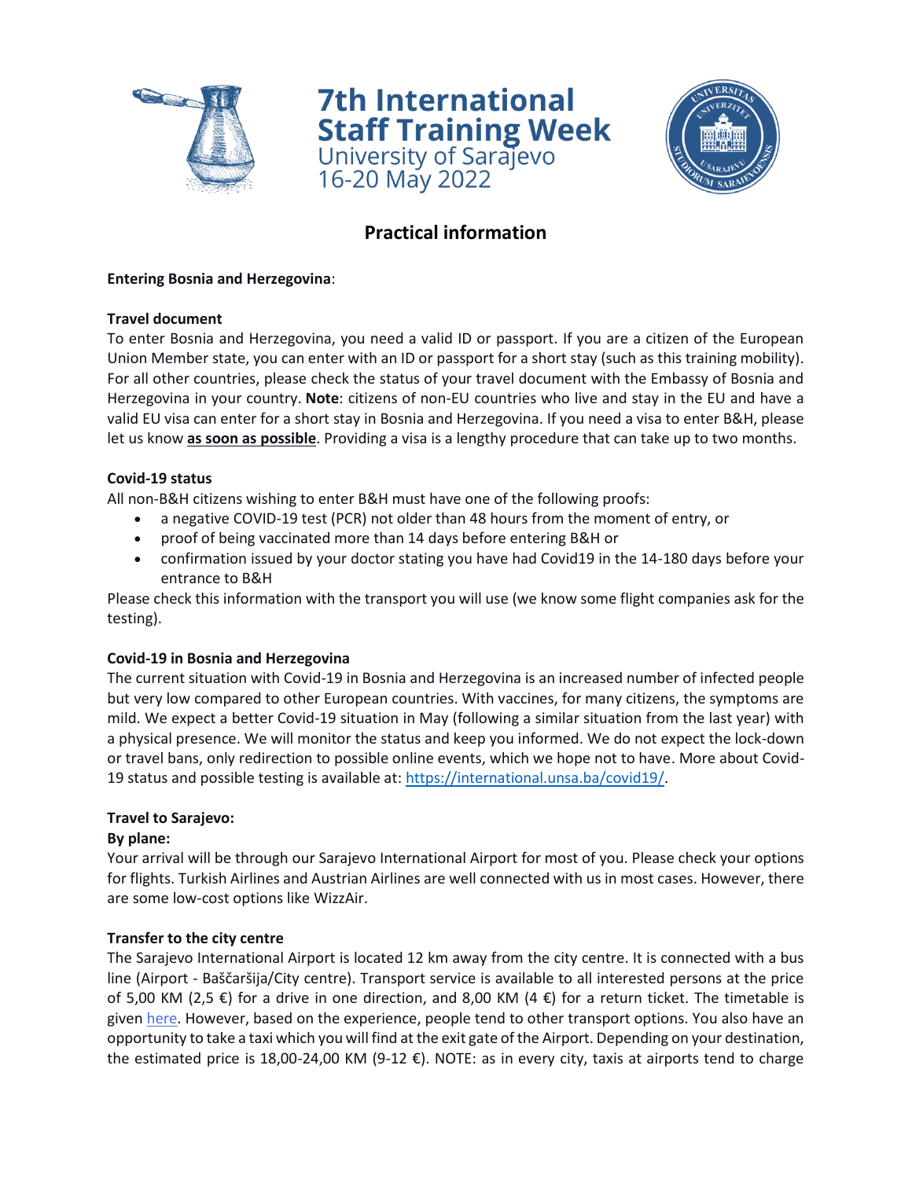# 7th International Staff Training Week

University of Sarajevo

16-20 May 2022

## Practical information

**Entering Bosnia and Herzegovina**:

**Travel document**

To enter Bosnia and Herzegovina, you need a valid ID or passport. If you are a citizen of the European Union Member state, you can enter with an ID or passport for a short stay (such as this training mobility). For all other countries, please check the status of your travel document with the Embassy of Bosnia and Herzegovina in your country. **Note**: citizens of non-EU countries who live and stay in the EU and have a valid EU visa can enter for a short stay in Bosnia and Herzegovina. If you need a visa to enter B&H, please let us know **as soon as possible**. Providing a visa is a lengthy procedure that can take up to two months.

**Covid-19 status**

All non-B&H citizens wishing to enter B&H must have one of the following proofs:

- a negative COVID-19 test (PCR) not older than 48 hours from the moment of entry, or
- proof of being vaccinated more than 14 days before entering B&H or
- confirmation issued by your doctor stating you have had Covid19 in the 14-180 days before your entrance to B&H

Please check this information with the transport you will use (we know some flight companies ask for the testing).

**Covid-19 in Bosnia and Herzegovina**

The current situation with Covid-19 in Bosnia and Herzegovina is an increased number of infected people but very low compared to other European countries. With vaccines, for many citizens, the symptoms are mild. We expect a better Covid-19 situation in May (following a similar situation from the last year) with a physical presence. We will monitor the status and keep you informed. We do not expect the lock-down or travel bans, only redirection to possible online events, which we hope not to have. More about Covid-19 status and possible testing is available at: https://international.unsa.ba/covid19/.

**Travel to Sarajevo:**

**By plane:**

Your arrival will be through our Sarajevo International Airport for most of you. Please check your options for flights. Turkish Airlines and Austrian Airlines are well connected with us in most cases. However, there are some low-cost options like WizzAir.

**Transfer to the city centre**

The Sarajevo International Airport is located 12 km away from the city centre. It is connected with a bus line (Airport - Baščaršija/City centre). Transport service is available to all interested persons at the price of 5,00 KM (2,5 €) for a drive in one direction, and 8,00 KM (4 €) for a return ticket. The timetable is given here. However, based on the experience, people tend to other transport options. You also have an opportunity to take a taxi which you will find at the exit gate of the Airport. Depending on your destination, the estimated price is 18,00-24,00 KM (9-12 €). NOTE: as in every city, taxis at airports tend to charge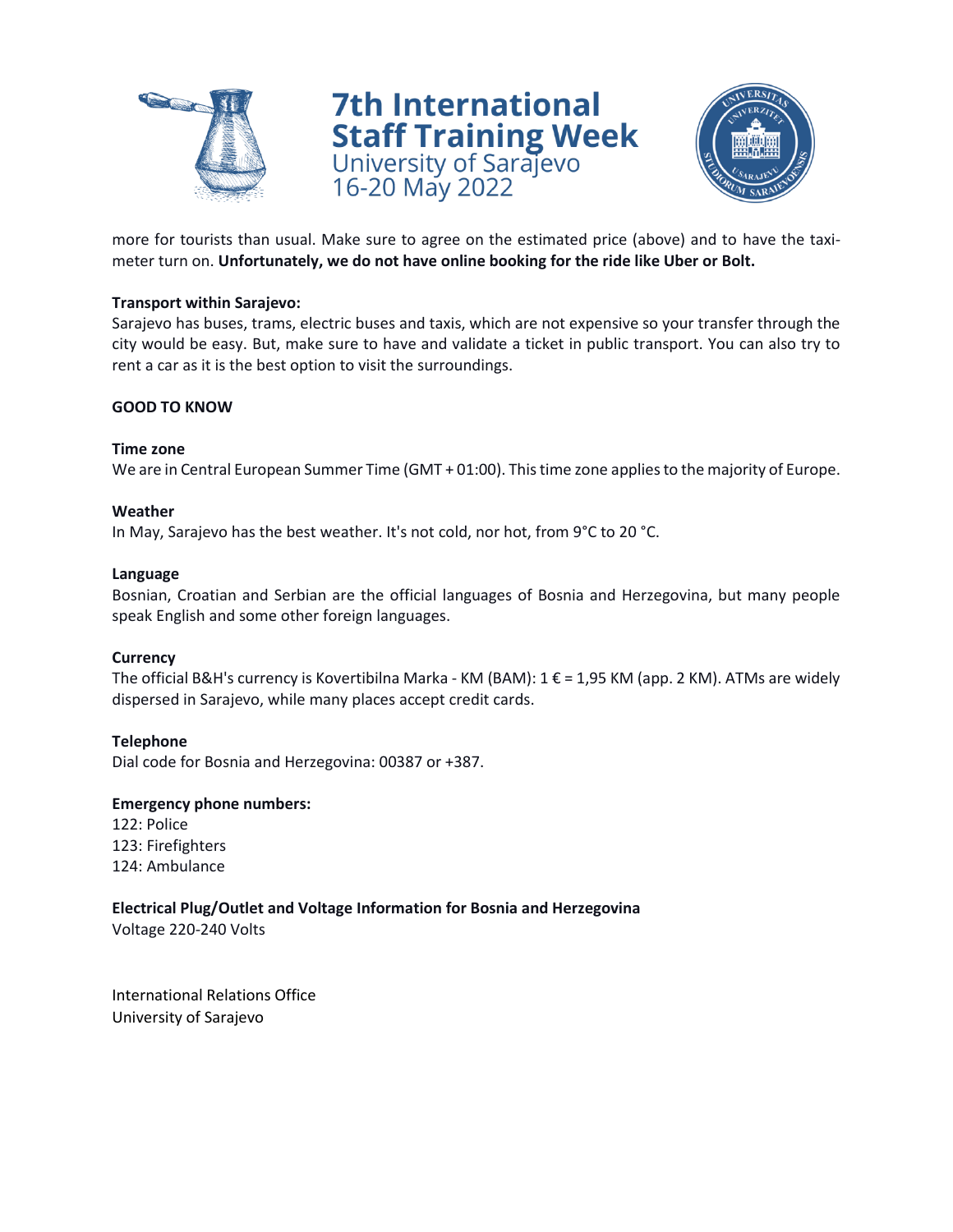more for tourists than usual. Make sure to agree on the estimated price (above) and to have the taxi-meter turn on. **Unfortunately, we do not have online booking for the ride like Uber or Bolt.**

**Transport within Sarajevo:**
Sarajevo has buses, trams, electric buses and taxis, which are not expensive so your transfer through the city would be easy. But, make sure to have and validate a ticket in public transport. You can also try to rent a car as it is the best option to visit the surroundings.

## GOOD TO KNOW

**Time zone**
We are in Central European Summer Time (GMT + 01:00). This time zone applies to the majority of Europe.

**Weather**
In May, Sarajevo has the best weather. It's not cold, nor hot, from 9°C to 20 °C.

**Language**
Bosnian, Croatian and Serbian are the official languages of Bosnia and Herzegovina, but many people speak English and some other foreign languages.

**Currency**
The official B&H's currency is Kovertibilna Marka - KM (BAM): 1 € = 1,95 KM (app. 2 KM). ATMs are widely dispersed in Sarajevo, while many places accept credit cards.

**Telephone**
Dial code for Bosnia and Herzegovina: 00387 or +387.

**Emergency phone numbers:**
122: Police
123: Firefighters
124: Ambulance

**Electrical Plug/Outlet and Voltage Information for Bosnia and Herzegovina**
Voltage 220-240 Volts

International Relations Office
University of Sarajevo